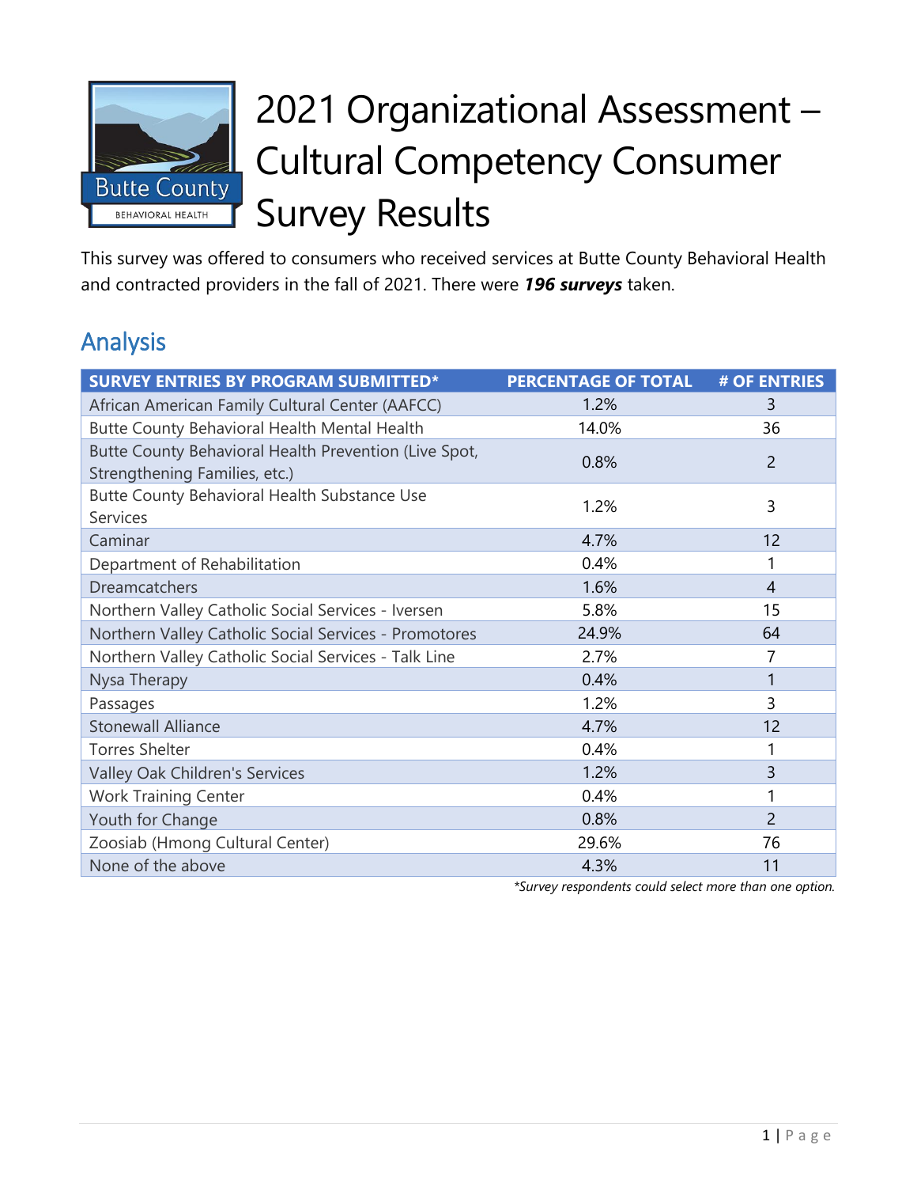# 2021 Organizational Assessment – Cultural Competency Consumer Survey Results

This survey was offered to consumers who received services at Butte County Behavioral Health and contracted providers in the fall of 2021. There were ***196 surveys*** taken.

## Analysis

| SURVEY ENTRIES BY PROGRAM SUBMITTED* | PERCENTAGE OF TOTAL | # OF ENTRIES |
|---|---|---|
| African American Family Cultural Center (AAFCC) | 1.2% | 3 |
| Butte County Behavioral Health Mental Health | 14.0% | 36 |
| Butte County Behavioral Health Prevention (Live Spot, Strengthening Families, etc.) | 0.8% | 2 |
| Butte County Behavioral Health Substance Use Services | 1.2% | 3 |
| Caminar | 4.7% | 12 |
| Department of Rehabilitation | 0.4% | 1 |
| Dreamcatchers | 1.6% | 4 |
| Northern Valley Catholic Social Services - Iversen | 5.8% | 15 |
| Northern Valley Catholic Social Services - Promotores | 24.9% | 64 |
| Northern Valley Catholic Social Services - Talk Line | 2.7% | 7 |
| Nysa Therapy | 0.4% | 1 |
| Passages | 1.2% | 3 |
| Stonewall Alliance | 4.7% | 12 |
| Torres Shelter | 0.4% | 1 |
| Valley Oak Children's Services | 1.2% | 3 |
| Work Training Center | 0.4% | 1 |
| Youth for Change | 0.8% | 2 |
| Zoosiab (Hmong Cultural Center) | 29.6% | 76 |
| None of the above | 4.3% | 11 |

*\*Survey respondents could select more than one option.*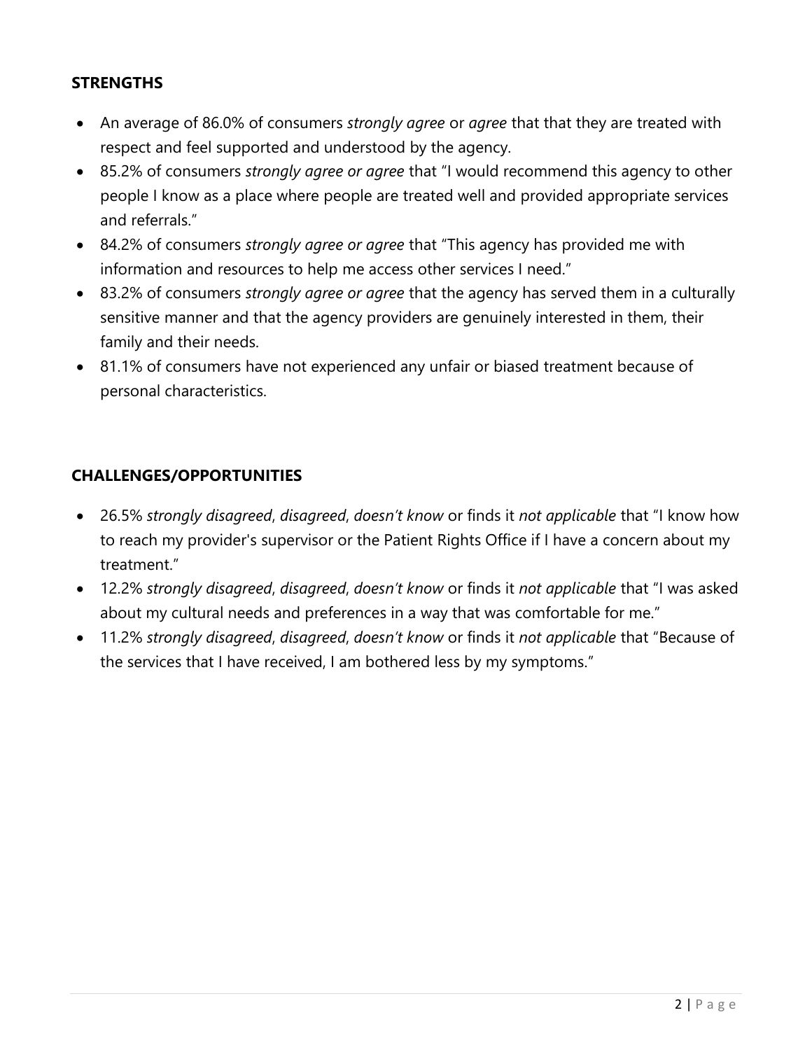**STRENGTHS**

- An average of 86.0% of consumers *strongly agree* or *agree* that that they are treated with respect and feel supported and understood by the agency.
- 85.2% of consumers *strongly agree or agree* that "I would recommend this agency to other people I know as a place where people are treated well and provided appropriate services and referrals."
- 84.2% of consumers *strongly agree or agree* that "This agency has provided me with information and resources to help me access other services I need."
- 83.2% of consumers *strongly agree or agree* that the agency has served them in a culturally sensitive manner and that the agency providers are genuinely interested in them, their family and their needs.
- 81.1% of consumers have not experienced any unfair or biased treatment because of personal characteristics.

**CHALLENGES/OPPORTUNITIES**

- 26.5% *strongly disagreed*, *disagreed*, *doesn't know* or finds it *not applicable* that "I know how to reach my provider's supervisor or the Patient Rights Office if I have a concern about my treatment."
- 12.2% *strongly disagreed*, *disagreed*, *doesn't know* or finds it *not applicable* that "I was asked about my cultural needs and preferences in a way that was comfortable for me."
- 11.2% *strongly disagreed*, *disagreed*, *doesn't know* or finds it *not applicable* that "Because of the services that I have received, I am bothered less by my symptoms."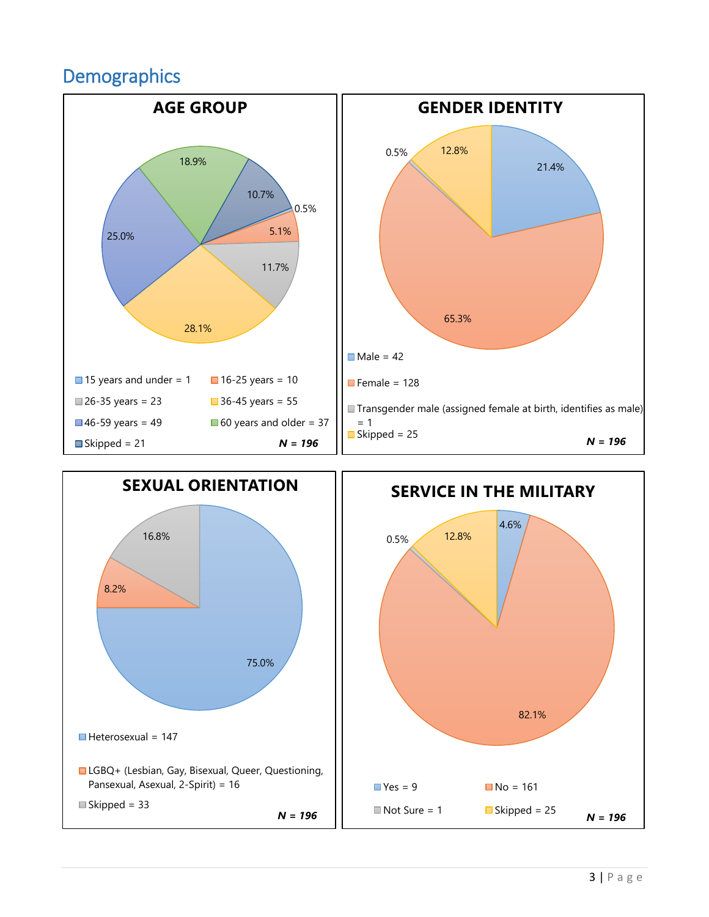## Demographics

### AGE GROUP

18.9%
10.7%
0.5%
5.1%
11.7%
28.1%
25.0%

- 15 years and under = 1
- 16-25 years = 10
- 26-35 years = 23
- 36-45 years = 55
- 46-59 years = 49
- 60 years and older = 37
- Skipped = 21

***N = 196***

### GENDER IDENTITY

0.5%
12.8%
21.4%
65.3%

- Male = 42
- Female = 128
- Transgender male (assigned female at birth, identifies as male) = 1
- Skipped = 25

***N = 196***

### SEXUAL ORIENTATION

16.8%
8.2%
75.0%

- Heterosexual = 147
- LGBQ+ (Lesbian, Gay, Bisexual, Queer, Questioning, Pansexual, Asexual, 2-Spirit) = 16
- Skipped = 33

***N = 196***

### SERVICE IN THE MILITARY

4.6%
0.5%
12.8%
82.1%

- Yes = 9
- No = 161
- Not Sure = 1
- Skipped = 25

***N = 196***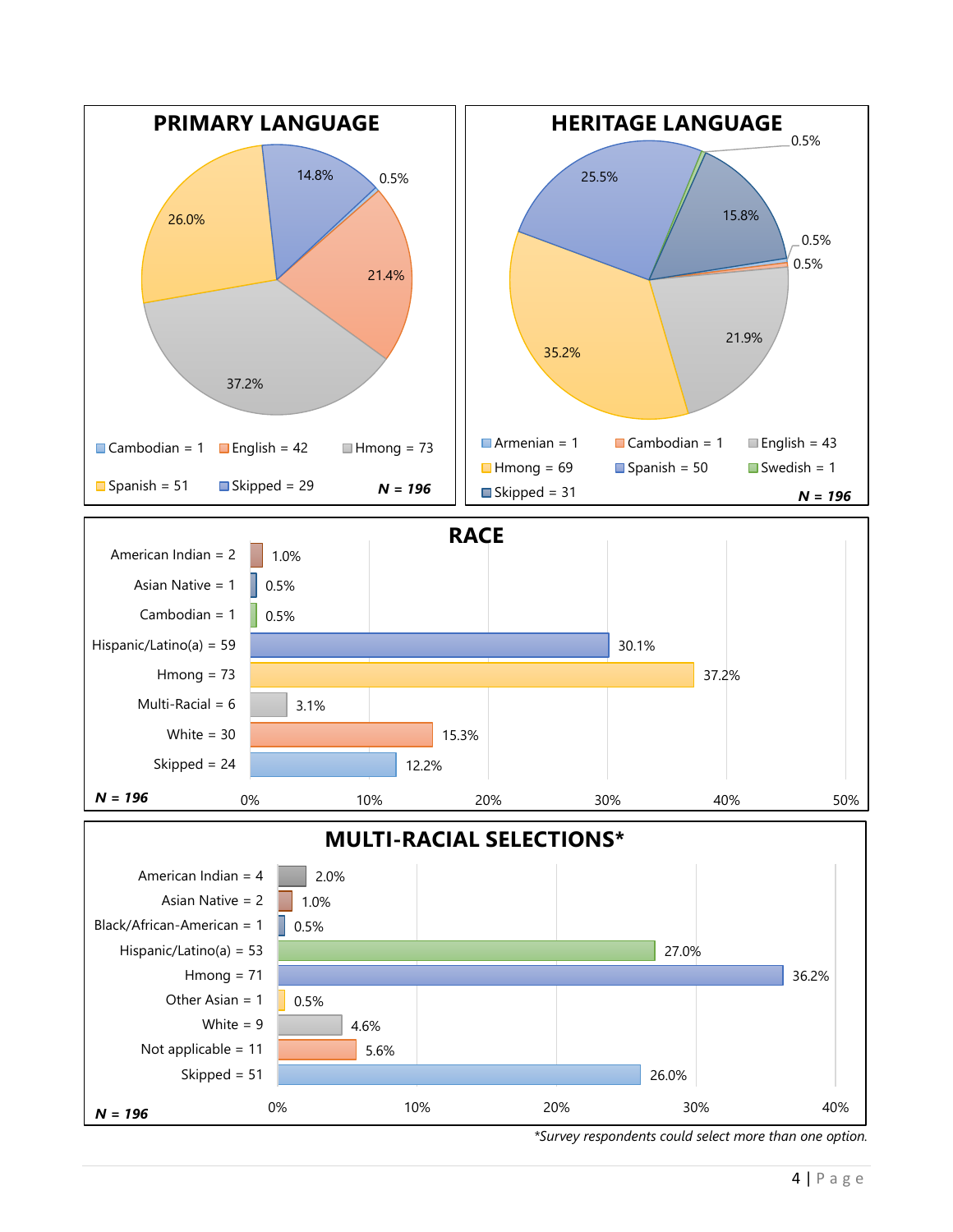## PRIMARY LANGUAGE

| Language | Count | Percent |
|---|---|---|
| Cambodian | 1 | 0.5% |
| English | 42 | 21.4% |
| Hmong | 73 | 37.2% |
| Spanish | 51 | 26.0% |
| Skipped | 29 | 14.8% |

***N = 196***

## HERITAGE LANGUAGE

| Language | Count | Percent |
|---|---|---|
| Armenian | 1 | 0.5% |
| Cambodian | 1 | 0.5% |
| English | 43 | 21.9% |
| Hmong | 69 | 35.2% |
| Spanish | 50 | 25.5% |
| Swedish | 1 | 0.5% |
| Skipped | 31 | 15.8% |

***N = 196***

## RACE

| Race | Count | Percent |
|---|---|---|
| American Indian | 2 | 1.0% |
| Asian Native | 1 | 0.5% |
| Cambodian | 1 | 0.5% |
| Hispanic/Latino(a) | 59 | 30.1% |
| Hmong | 73 | 37.2% |
| Multi-Racial | 6 | 3.1% |
| White | 30 | 15.3% |
| Skipped | 24 | 12.2% |

***N = 196***

## MULTI-RACIAL SELECTIONS*

| Race | Count | Percent |
|---|---|---|
| American Indian | 4 | 2.0% |
| Asian Native | 2 | 1.0% |
| Black/African-American | 1 | 0.5% |
| Hispanic/Latino(a) | 53 | 27.0% |
| Hmong | 71 | 36.2% |
| Other Asian | 1 | 0.5% |
| White | 9 | 4.6% |
| Not applicable | 11 | 5.6% |
| Skipped | 51 | 26.0% |

***N = 196***

*\*Survey respondents could select more than one option.*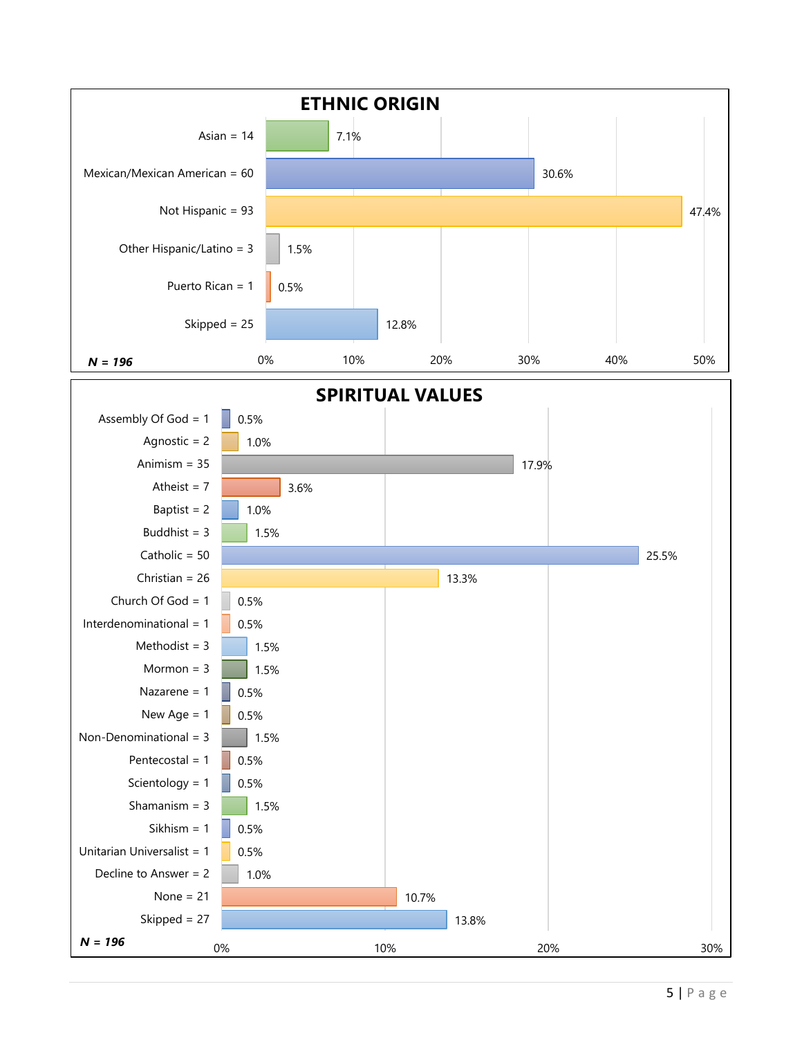## ETHNIC ORIGIN

| Category | Percent |
| --- | --- |
| Asian = 14 | 7.1% |
| Mexican/Mexican American = 60 | 30.6% |
| Not Hispanic = 93 | 47.4% |
| Other Hispanic/Latino = 3 | 1.5% |
| Puerto Rican = 1 | 0.5% |
| Skipped = 25 | 12.8% |

***N* = 196**

## SPIRITUAL VALUES

| Category | Percent |
| --- | --- |
| Assembly Of God = 1 | 0.5% |
| Agnostic = 2 | 1.0% |
| Animism = 35 | 17.9% |
| Atheist = 7 | 3.6% |
| Baptist = 2 | 1.0% |
| Buddhist = 3 | 1.5% |
| Catholic = 50 | 25.5% |
| Christian = 26 | 13.3% |
| Church Of God = 1 | 0.5% |
| Interdenominational = 1 | 0.5% |
| Methodist = 3 | 1.5% |
| Mormon = 3 | 1.5% |
| Nazarene = 1 | 0.5% |
| New Age = 1 | 0.5% |
| Non-Denominational = 3 | 1.5% |
| Pentecostal = 1 | 0.5% |
| Scientology = 1 | 0.5% |
| Shamanism = 3 | 1.5% |
| Sikhism = 1 | 0.5% |
| Unitarian Universalist = 1 | 0.5% |
| Decline to Answer = 2 | 1.0% |
| None = 21 | 10.7% |
| Skipped = 27 | 13.8% |

***N* = 196**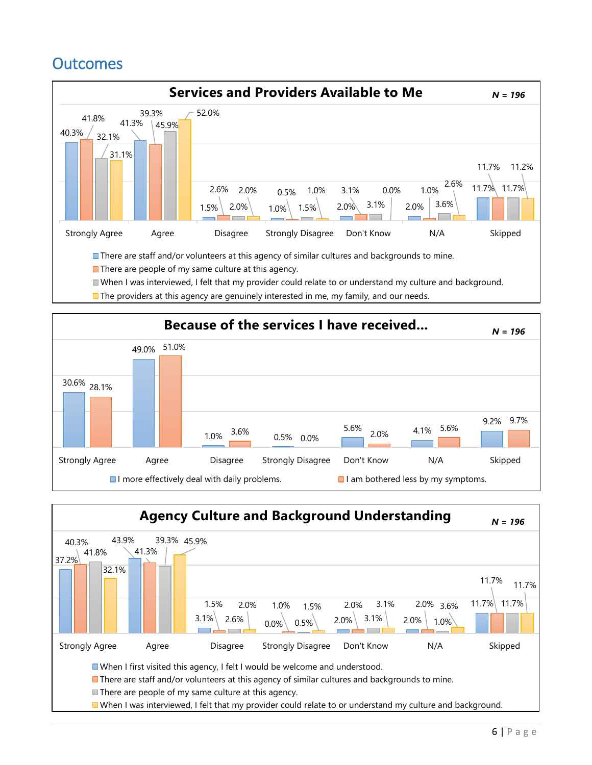## Outcomes

### Services and Providers Available to Me

*N = 196*

| Response | There are staff and/or volunteers at this agency of similar cultures and backgrounds to mine. | There are people of my same culture at this agency. | When I was interviewed, I felt that my provider could relate to or understand my culture and background. | The providers at this agency are genuinely interested in me, my family, and our needs. |
|---|---|---|---|---|
| Strongly Agree | 40.3% | 41.8% | 32.1% | 31.1% |
| Agree | 41.3% | 39.3% | 45.9% | 52.0% |
| Disagree | 1.5% | 2.6% | 2.0% | 2.0% |
| Strongly Disagree | 1.0% | 0.5% | 1.5% | 1.0% |
| Don't Know | 2.0% | 3.1% | 3.1% | 0.0% |
| N/A | 2.0% | 1.0% | 3.6% | 2.6% |
| Skipped | 11.7% | 11.7% | 11.7% | 11.2% |

### Because of the services I have received...

*N = 196*

| Response | I more effectively deal with daily problems. | I am bothered less by my symptoms. |
|---|---|---|
| Strongly Agree | 30.6% | 28.1% |
| Agree | 49.0% | 51.0% |
| Disagree | 1.0% | 3.6% |
| Strongly Disagree | 0.5% | 0.0% |
| Don't Know | 5.6% | 2.0% |
| N/A | 4.1% | 5.6% |
| Skipped | 9.2% | 9.7% |

### Agency Culture and Background Understanding

*N = 196*

| Response | When I first visited this agency, I felt I would be welcome and understood. | There are staff and/or volunteers at this agency of similar cultures and backgrounds to mine. | There are people of my same culture at this agency. | When I was interviewed, I felt that my provider could relate to or understand my culture and background. |
|---|---|---|---|---|
| Strongly Agree | 37.2% | 40.3% | 41.8% | 32.1% |
| Agree | 43.9% | 41.3% | 39.3% | 45.9% |
| Disagree | 3.1% | 1.5% | 2.6% | 2.0% |
| Strongly Disagree | 0.0% | 1.0% | 0.5% | 1.5% |
| Don't Know | 2.0% | 2.0% | 3.1% | 3.1% |
| N/A | 2.0% | 2.0% | 1.0% | 3.6% |
| Skipped | 11.7% | 11.7% | 11.7% | 11.7% |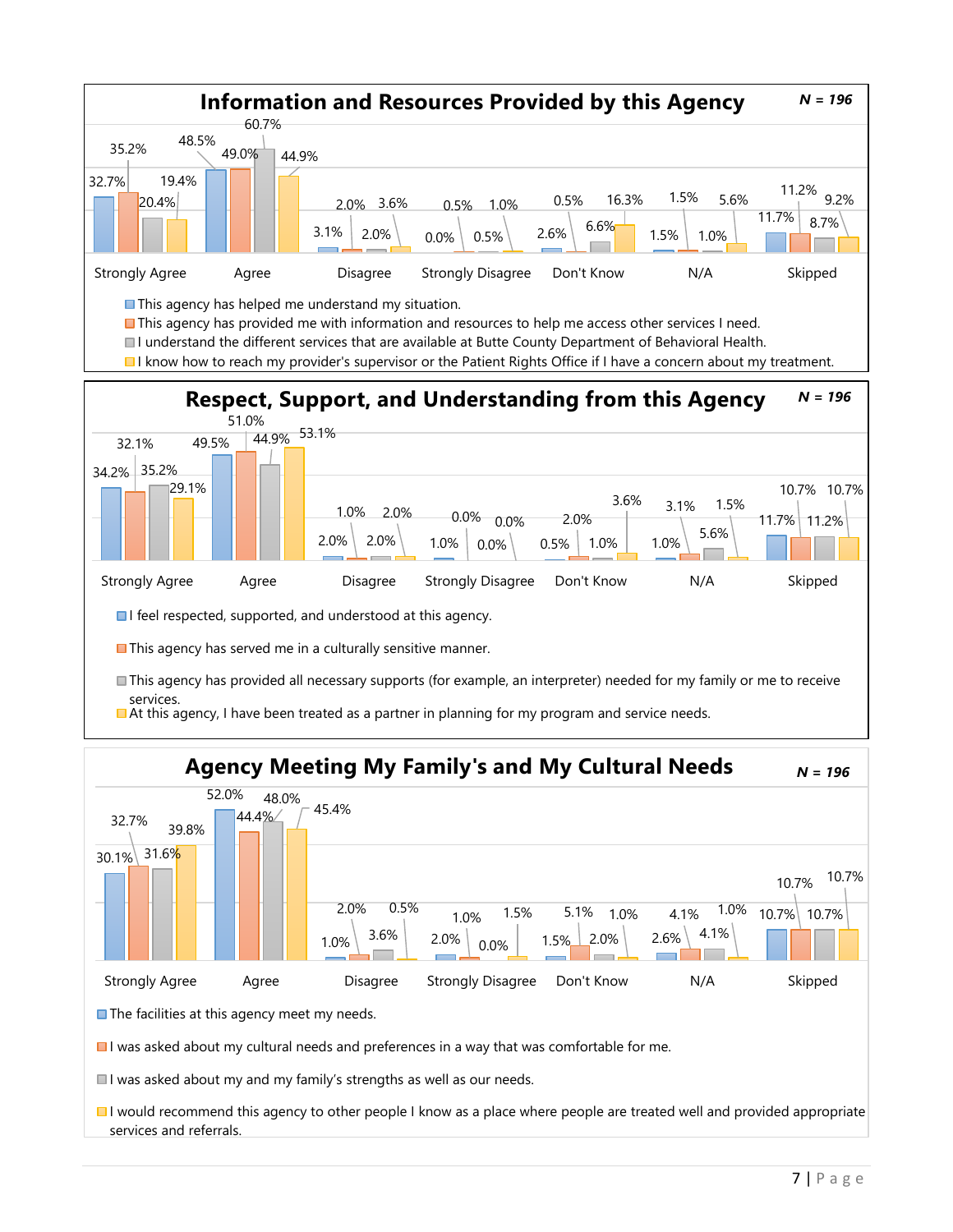## Information and Resources Provided by this Agency

*N = 196*

| | Strongly Agree | Agree | Disagree | Strongly Disagree | Don't Know | N/A | Skipped |
|---|---|---|---|---|---|---|---|
| This agency has helped me understand my situation. | 32.7% | 48.5% | 3.1% | 0.0% | 2.6% | 1.5% | 11.7% |
| This agency has provided me with information and resources to help me access other services I need. | 35.2% | 49.0% | 2.0% | 0.5% | 0.5% | 1.5% | 11.2% |
| I understand the different services that are available at Butte County Department of Behavioral Health. | 20.4% | 60.7% | 2.0% | 0.5% | 6.6% | 1.0% | 8.7% |
| I know how to reach my provider's supervisor or the Patient Rights Office if I have a concern about my treatment. | 19.4% | 44.9% | 3.6% | 1.0% | 16.3% | 5.6% | 9.2% |

## Respect, Support, and Understanding from this Agency

*N = 196*

| | Strongly Agree | Agree | Disagree | Strongly Disagree | Don't Know | N/A | Skipped |
|---|---|---|---|---|---|---|---|
| I feel respected, supported, and understood at this agency. | 34.2% | 49.5% | 2.0% | 1.0% | 0.5% | 1.0% | 11.7% |
| This agency has served me in a culturally sensitive manner. | 32.1% | 51.0% | 1.0% | 0.0% | 2.0% | 3.1% | 10.7% |
| This agency has provided all necessary supports (for example, an interpreter) needed for my family or me to receive services. | 35.2% | 44.9% | 2.0% | 0.0% | 1.0% | 5.6% | 11.2% |
| At this agency, I have been treated as a partner in planning for my program and service needs. | 29.1% | 53.1% | 2.0% | 0.0% | 3.6% | 1.5% | 10.7% |

## Agency Meeting My Family's and My Cultural Needs

*N = 196*

| | Strongly Agree | Agree | Disagree | Strongly Disagree | Don't Know | N/A | Skipped |
|---|---|---|---|---|---|---|---|
| The facilities at this agency meet my needs. | 30.1% | 52.0% | 1.0% | 2.0% | 1.5% | 2.6% | 10.7% |
| I was asked about my cultural needs and preferences in a way that was comfortable for me. | 32.7% | 44.4% | 2.0% | 1.0% | 5.1% | 4.1% | 10.7% |
| I was asked about my and my family's strengths as well as our needs. | 31.6% | 48.0% | 3.6% | 0.0% | 2.0% | 4.1% | 10.7% |
| I would recommend this agency to other people I know as a place where people are treated well and provided appropriate services and referrals. | 39.8% | 45.4% | 0.5% | 1.5% | 1.0% | 1.0% | 10.7% |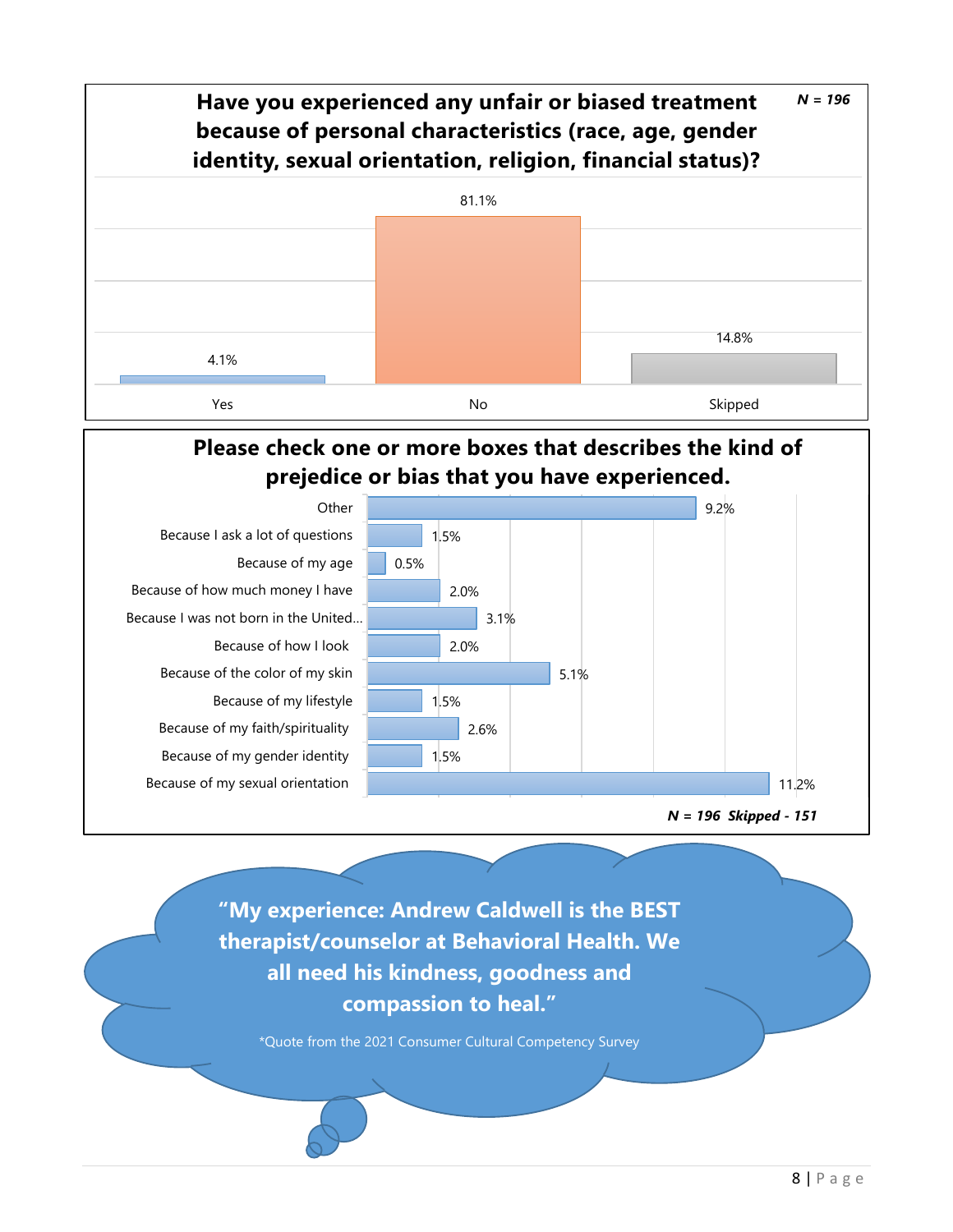### Have you experienced any unfair or biased treatment because of personal characteristics (race, age, gender identity, sexual orientation, religion, financial status)?

*N = 196*

| Response | Percent |
|---|---|
| Yes | 4.1% |
| No | 81.1% |
| Skipped | 14.8% |

### Please check one or more boxes that describes the kind of prejedice or bias that you have experienced.

| Type | Percent |
|---|---|
| Other | 9.2% |
| Because I ask a lot of questions | 1.5% |
| Because of my age | 0.5% |
| Because of how much money I have | 2.0% |
| Because I was not born in the United... | 3.1% |
| Because of how I look | 2.0% |
| Because of the color of my skin | 5.1% |
| Because of my lifestyle | 1.5% |
| Because of my faith/spirituality | 2.6% |
| Because of my gender identity | 1.5% |
| Because of my sexual orientation | 11.2% |

***N = 196 Skipped - 151***

**"My experience: Andrew Caldwell is the BEST therapist/counselor at Behavioral Health. We all need his kindness, goodness and compassion to heal."**

*Quote from the 2021 Consumer Cultural Competency Survey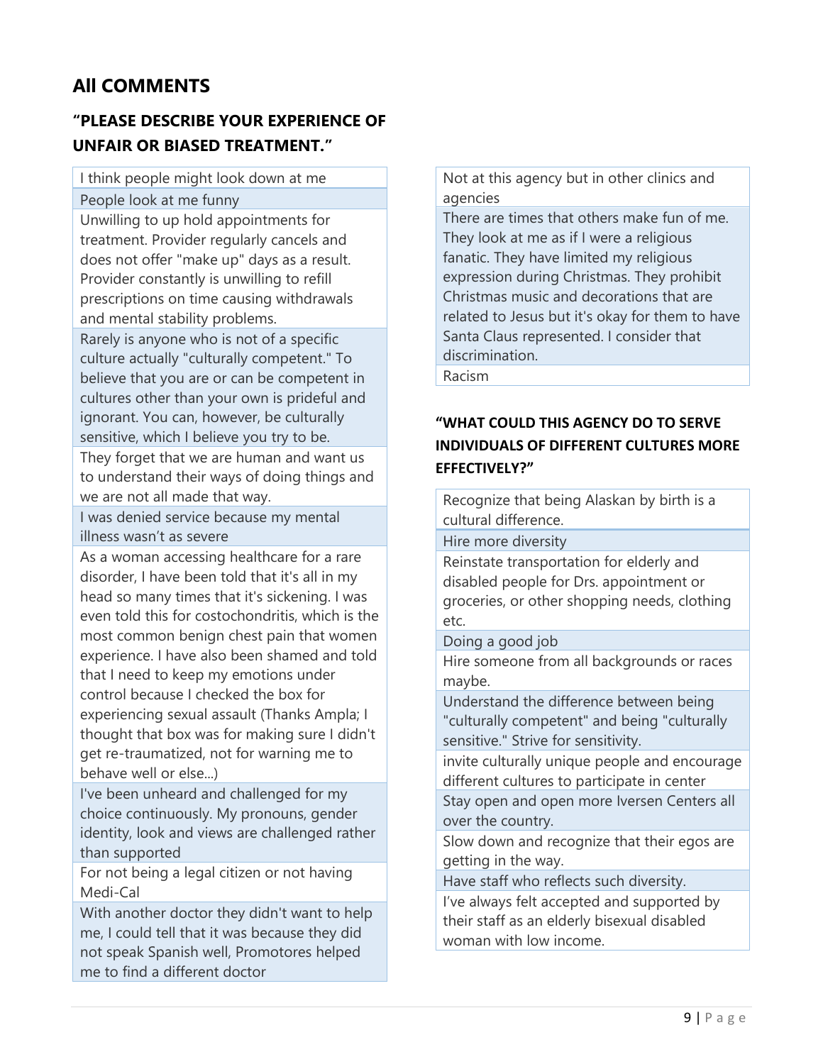## All COMMENTS

### "PLEASE DESCRIBE YOUR EXPERIENCE OF UNFAIR OR BIASED TREATMENT."

| I think people might look down at me |
|---|
| People look at me funny |
| Unwilling to up hold appointments for treatment. Provider regularly cancels and does not offer "make up" days as a result. Provider constantly is unwilling to refill prescriptions on time causing withdrawals and mental stability problems. |
| Rarely is anyone who is not of a specific culture actually "culturally competent." To believe that you are or can be competent in cultures other than your own is prideful and ignorant. You can, however, be culturally sensitive, which I believe you try to be. |
| They forget that we are human and want us to understand their ways of doing things and we are not all made that way. |
| I was denied service because my mental illness wasn't as severe |
| As a woman accessing healthcare for a rare disorder, I have been told that it's all in my head so many times that it's sickening. I was even told this for costochondritis, which is the most common benign chest pain that women experience. I have also been shamed and told that I need to keep my emotions under control because I checked the box for experiencing sexual assault (Thanks Ampla; I thought that box was for making sure I didn't get re-traumatized, not for warning me to behave well or else...) |
| I've been unheard and challenged for my choice continuously. My pronouns, gender identity, look and views are challenged rather than supported |
| For not being a legal citizen or not having Medi-Cal |
| With another doctor they didn't want to help me, I could tell that it was because they did not speak Spanish well, Promotores helped me to find a different doctor |
| Not at this agency but in other clinics and agencies |
| There are times that others make fun of me. They look at me as if I were a religious fanatic. They have limited my religious expression during Christmas. They prohibit Christmas music and decorations that are related to Jesus but it's okay for them to have Santa Claus represented. I consider that discrimination. |
| Racism |

### "WHAT COULD THIS AGENCY DO TO SERVE INDIVIDUALS OF DIFFERENT CULTURES MORE EFFECTIVELY?"

| Recognize that being Alaskan by birth is a cultural difference. |
|---|
| Hire more diversity |
| Reinstate transportation for elderly and disabled people for Drs. appointment or groceries, or other shopping needs, clothing etc. |
| Doing a good job |
| Hire someone from all backgrounds or races maybe. |
| Understand the difference between being "culturally competent" and being "culturally sensitive." Strive for sensitivity. |
| invite culturally unique people and encourage different cultures to participate in center |
| Stay open and open more Iversen Centers all over the country. |
| Slow down and recognize that their egos are getting in the way. |
| Have staff who reflects such diversity. |
| I've always felt accepted and supported by their staff as an elderly bisexual disabled woman with low income. |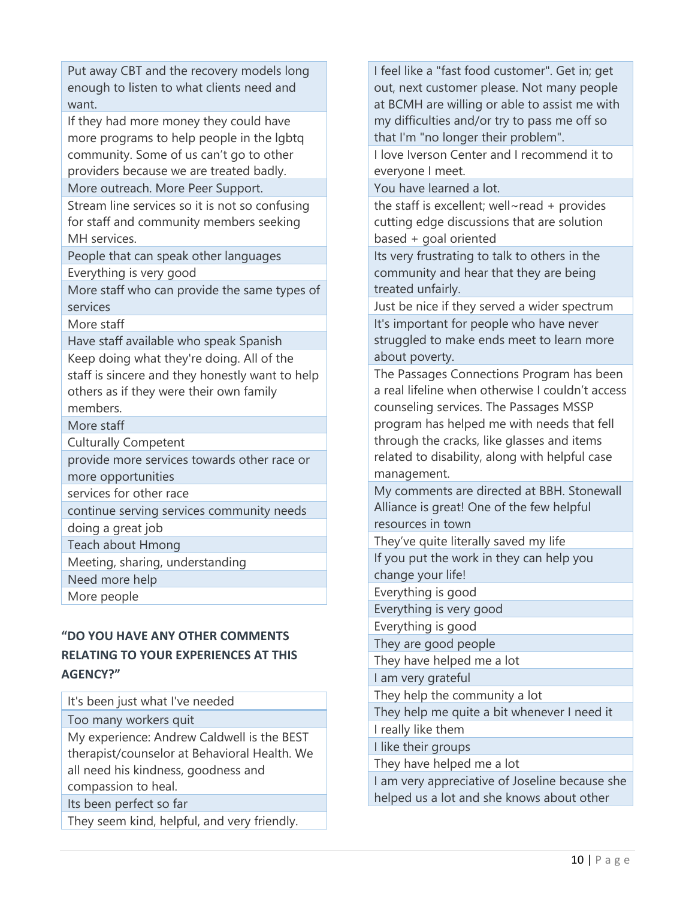| |
|---|
| Put away CBT and the recovery models long enough to listen to what clients need and want. |
| If they had more money they could have more programs to help people in the lgbtq community. Some of us can't go to other providers because we are treated badly. |
| More outreach. More Peer Support. |
| Stream line services so it is not so confusing for staff and community members seeking MH services. |
| People that can speak other languages |
| Everything is very good |
| More staff who can provide the same types of services |
| More staff |
| Have staff available who speak Spanish |
| Keep doing what they're doing. All of the staff is sincere and they honestly want to help others as if they were their own family members. |
| More staff |
| Culturally Competent |
| provide more services towards other race or more opportunities |
| services for other race |
| continue serving services community needs |
| doing a great job |
| Teach about Hmong |
| Meeting, sharing, understanding |
| Need more help |
| More people |

**"DO YOU HAVE ANY OTHER COMMENTS RELATING TO YOUR EXPERIENCES AT THIS AGENCY?"**

| |
|---|
| It's been just what I've needed |
| Too many workers quit |
| My experience: Andrew Caldwell is the BEST therapist/counselor at Behavioral Health. We all need his kindness, goodness and compassion to heal. |
| Its been perfect so far |
| They seem kind, helpful, and very friendly. |
| I feel like a "fast food customer". Get in; get out, next customer please. Not many people at BCMH are willing or able to assist me with my difficulties and/or try to pass me off so that I'm "no longer their problem". |
| I love Iverson Center and I recommend it to everyone I meet. |
| You have learned a lot. |
| the staff is excellent; well~read + provides cutting edge discussions that are solution based + goal oriented |
| Its very frustrating to talk to others in the community and hear that they are being treated unfairly. |
| Just be nice if they served a wider spectrum |
| It's important for people who have never struggled to make ends meet to learn more about poverty. |
| The Passages Connections Program has been a real lifeline when otherwise I couldn't access counseling services. The Passages MSSP program has helped me with needs that fell through the cracks, like glasses and items related to disability, along with helpful case management. |
| My comments are directed at BBH. Stonewall Alliance is great! One of the few helpful resources in town |
| They've quite literally saved my life |
| If you put the work in they can help you change your life! |
| Everything is good |
| Everything is very good |
| Everything is good |
| They are good people |
| They have helped me a lot |
| I am very grateful |
| They help the community a lot |
| They help me quite a bit whenever I need it |
| I really like them |
| I like their groups |
| They have helped me a lot |
| I am very appreciative of Joseline because she helped us a lot and she knows about other |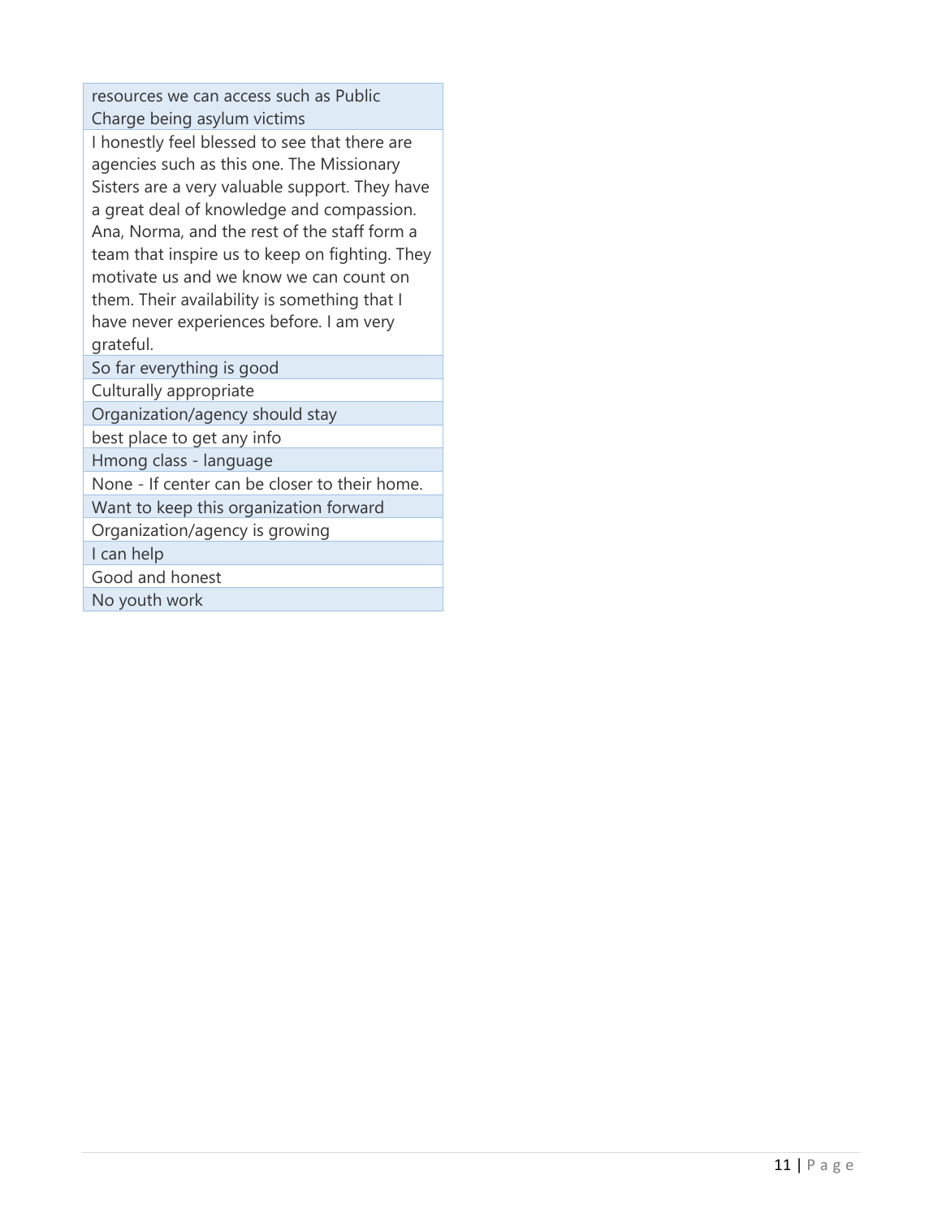| |
|---|
| resources we can access such as Public Charge being asylum victims |
| I honestly feel blessed to see that there are agencies such as this one. The Missionary Sisters are a very valuable support. They have a great deal of knowledge and compassion. Ana, Norma, and the rest of the staff form a team that inspire us to keep on fighting. They motivate us and we know we can count on them. Their availability is something that I have never experiences before. I am very grateful. |
| So far everything is good |
| Culturally appropriate |
| Organization/agency should stay |
| best place to get any info |
| Hmong class - language |
| None - If center can be closer to their home. |
| Want to keep this organization forward |
| Organization/agency is growing |
| I can help |
| Good and honest |
| No youth work |